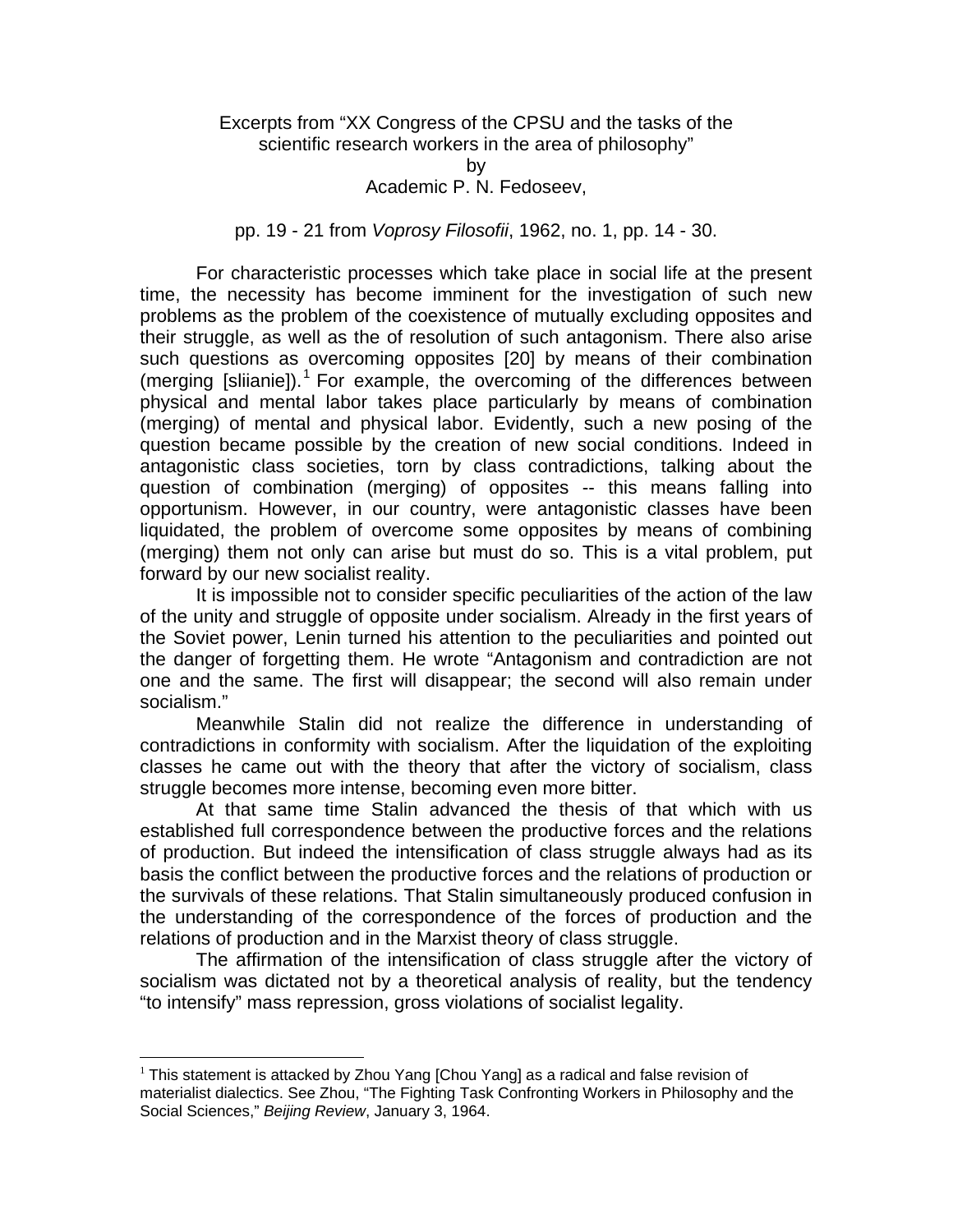Excerpts from "XX Congress of the CPSU and the tasks of the scientific research workers in the area of philosophy"

by

Academic P. N. Fedoseev,

pp. 19 - 21 from *Voprosy Filosofii*, 1962, no. 1, pp. 14 - 30.

For characteristic processes which take place in social life at the present time, the necessity has become imminent for the investigation of such new problems as the problem of the coexistence of mutually excluding opposites and their struggle, as well as the of resolution of such antagonism. There also arise such questions as overcoming opposites [20] by means of their combination (merging [sliianie]).[1] For example, the overcoming of the differences between physical and mental labor takes place particularly by means of combination (merging) of mental and physical labor. Evidently, such a new posing of the question became possible by the creation of new social conditions. Indeed in antagonistic class societies, torn by class contradictions, talking about the question of combination (merging) of opposites -- this means falling into opportunism. However, in our country, were antagonistic classes have been liquidated, the problem of overcome some opposites by means of combining (merging) them not only can arise but must do so. This is a vital problem, put forward by our new socialist reality.

It is impossible not to consider specific peculiarities of the action of the law of the unity and struggle of opposite under socialism. Already in the first years of the Soviet power, Lenin turned his attention to the peculiarities and pointed out the danger of forgetting them. He wrote "Antagonism and contradiction are not one and the same. The first will disappear; the second will also remain under socialism."

Meanwhile Stalin did not realize the difference in understanding of contradictions in conformity with socialism. After the liquidation of the exploiting classes he came out with the theory that after the victory of socialism, class struggle becomes more intense, becoming even more bitter.

At that same time Stalin advanced the thesis of that which with us established full correspondence between the productive forces and the relations of production. But indeed the intensification of class struggle always had as its basis the conflict between the productive forces and the relations of production or the survivals of these relations. That Stalin simultaneously produced confusion in the understanding of the correspondence of the forces of production and the relations of production and in the Marxist theory of class struggle.

The affirmation of the intensification of class struggle after the victory of socialism was dictated not by a theoretical analysis of reality, but the tendency "to intensify" mass repression, gross violations of socialist legality.

---

[1] This statement is attacked by Zhou Yang [Chou Yang] as a radical and false revision of materialist dialectics. See Zhou, "The Fighting Task Confronting Workers in Philosophy and the Social Sciences," *Beijing Review*, January 3, 1964.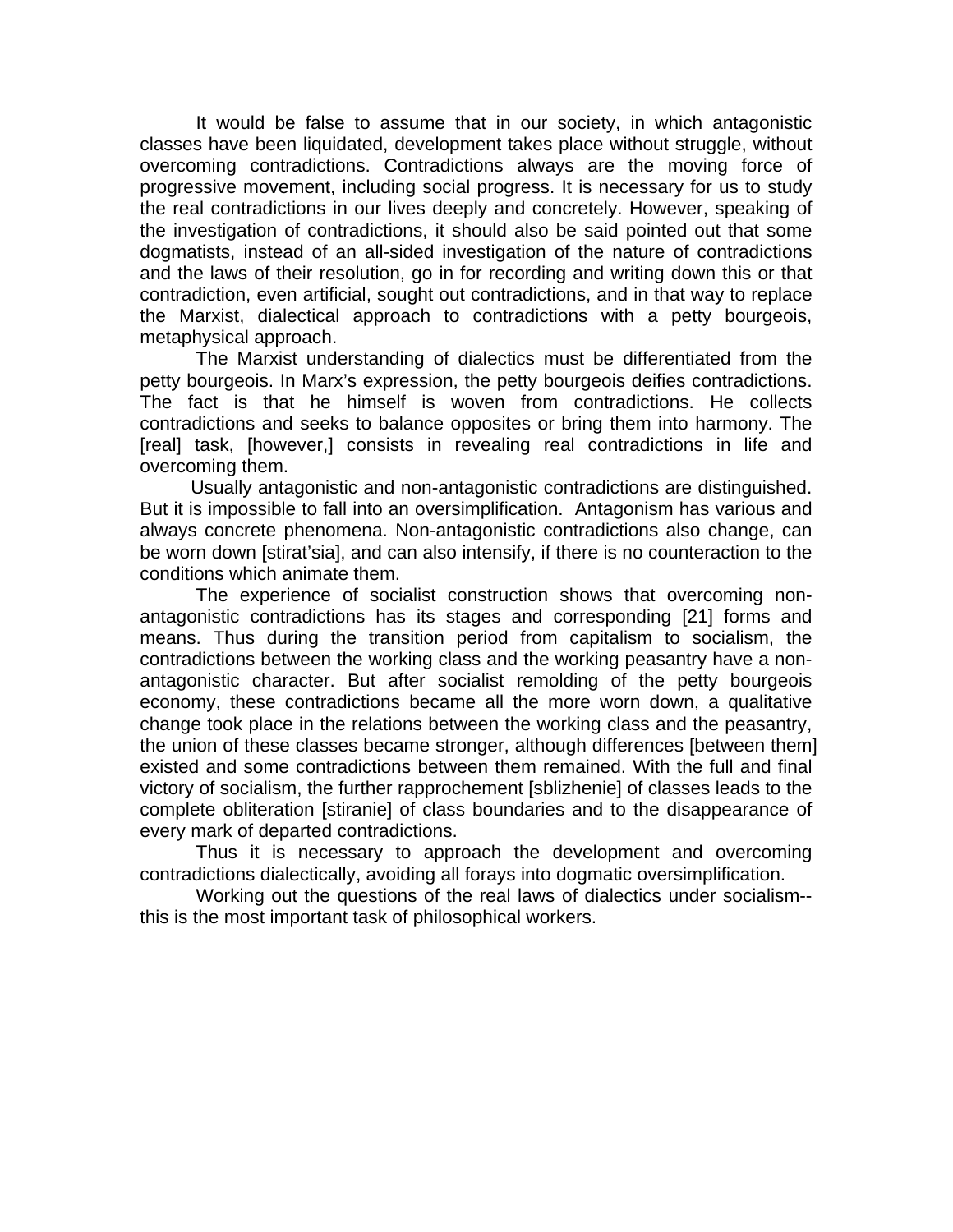It would be false to assume that in our society, in which antagonistic classes have been liquidated, development takes place without struggle, without overcoming contradictions. Contradictions always are the moving force of progressive movement, including social progress. It is necessary for us to study the real contradictions in our lives deeply and concretely. However, speaking of the investigation of contradictions, it should also be said pointed out that some dogmatists, instead of an all-sided investigation of the nature of contradictions and the laws of their resolution, go in for recording and writing down this or that contradiction, even artificial, sought out contradictions, and in that way to replace the Marxist, dialectical approach to contradictions with a petty bourgeois, metaphysical approach.

The Marxist understanding of dialectics must be differentiated from the petty bourgeois. In Marx's expression, the petty bourgeois deifies contradictions. The fact is that he himself is woven from contradictions. He collects contradictions and seeks to balance opposites or bring them into harmony. The [real] task, [however,] consists in revealing real contradictions in life and overcoming them.

Usually antagonistic and non-antagonistic contradictions are distinguished. But it is impossible to fall into an oversimplification. Antagonism has various and always concrete phenomena. Non-antagonistic contradictions also change, can be worn down [stirat'sia], and can also intensify, if there is no counteraction to the conditions which animate them.

The experience of socialist construction shows that overcoming non-antagonistic contradictions has its stages and corresponding [21] forms and means. Thus during the transition period from capitalism to socialism, the contradictions between the working class and the working peasantry have a non-antagonistic character. But after socialist remolding of the petty bourgeois economy, these contradictions became all the more worn down, a qualitative change took place in the relations between the working class and the peasantry, the union of these classes became stronger, although differences [between them] existed and some contradictions between them remained. With the full and final victory of socialism, the further rapprochement [sblizhenie] of classes leads to the complete obliteration [stiranie] of class boundaries and to the disappearance of every mark of departed contradictions.

Thus it is necessary to approach the development and overcoming contradictions dialectically, avoiding all forays into dogmatic oversimplification.

Working out the questions of the real laws of dialectics under socialism--this is the most important task of philosophical workers.